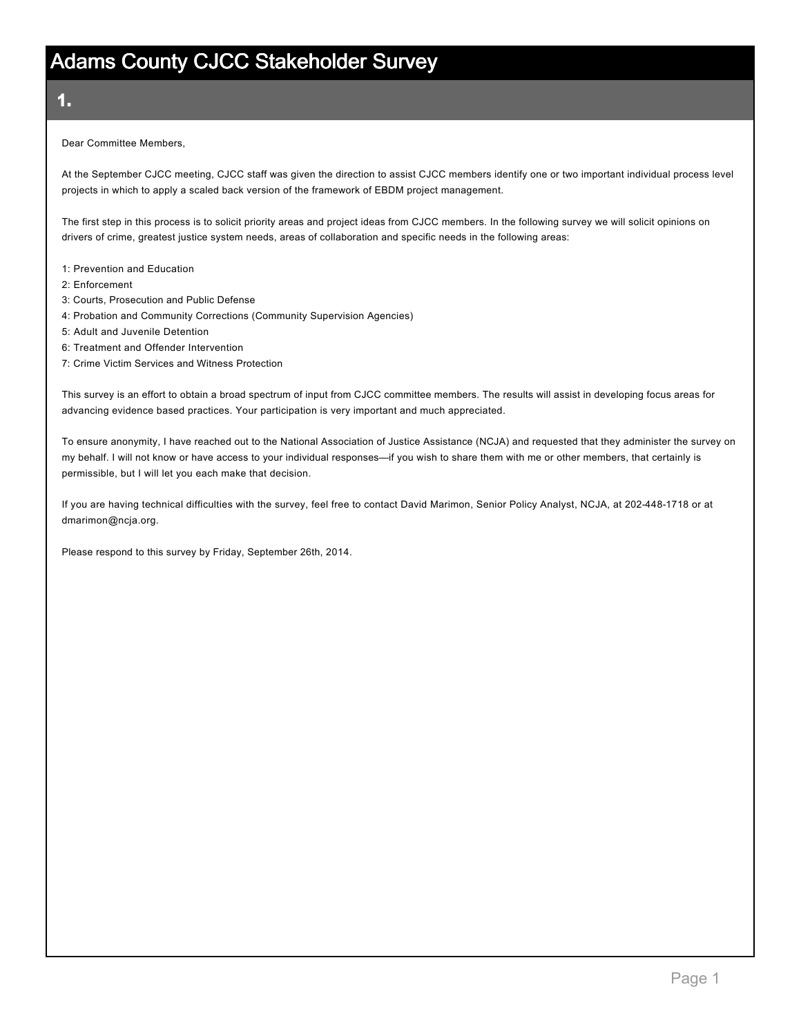# Adams County CJCC Stakeholder Survey

## 1.

Dear Committee Members,

At the September CJCC meeting, CJCC staff was given the direction to assist CJCC members identify one or two important individual process level projects in which to apply a scaled back version of the framework of EBDM project management.

The first step in this process is to solicit priority areas and project ideas from CJCC members. In the following survey we will solicit opinions on drivers of crime, greatest justice system needs, areas of collaboration and specific needs in the following areas:

1: Prevention and Education
2: Enforcement
3: Courts, Prosecution and Public Defense
4: Probation and Community Corrections (Community Supervision Agencies)
5: Adult and Juvenile Detention
6: Treatment and Offender Intervention
7: Crime Victim Services and Witness Protection

This survey is an effort to obtain a broad spectrum of input from CJCC committee members. The results will assist in developing focus areas for advancing evidence based practices. Your participation is very important and much appreciated.

To ensure anonymity, I have reached out to the National Association of Justice Assistance (NCJA) and requested that they administer the survey on my behalf. I will not know or have access to your individual responses—if you wish to share them with me or other members, that certainly is permissible, but I will let you each make that decision.

If you are having technical difficulties with the survey, feel free to contact David Marimon, Senior Policy Analyst, NCJA, at 202-448-1718 or at dmarimon@ncja.org.

Please respond to this survey by Friday, September 26th, 2014.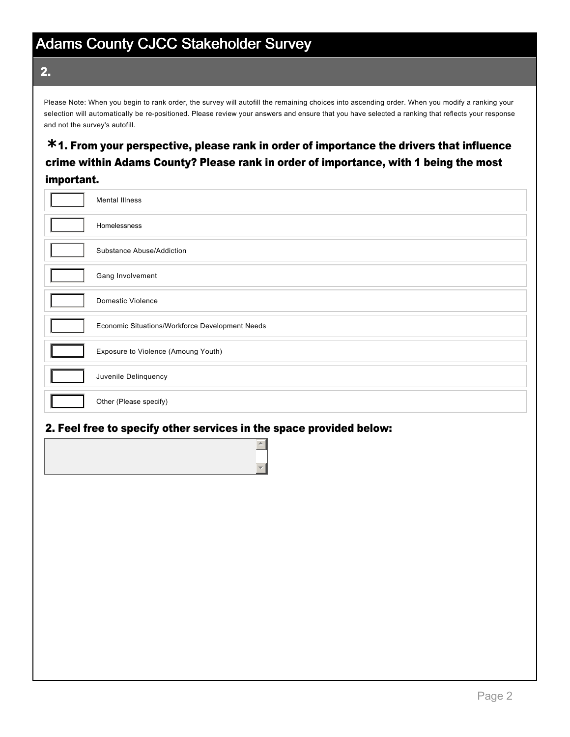# Adams County CJCC Stakeholder Survey

## 2.

Please Note: When you begin to rank order, the survey will autofill the remaining choices into ascending order. When you modify a ranking your selection will automatically be re-positioned. Please review your answers and ensure that you have selected a ranking that reflects your response and not the survey's autofill.

### *1. From your perspective, please rank in order of importance the drivers that influence crime within Adams County? Please rank in order of importance, with 1 being the most important.

- [ ] Mental Illness
- [ ] Homelessness
- [ ] Substance Abuse/Addiction
- [ ] Gang Involvement
- [ ] Domestic Violence
- [ ] Economic Situations/Workforce Development Needs
- [ ] Exposure to Violence (Amoung Youth)
- [ ] Juvenile Delinquency
- [ ] Other (Please specify)

### 2. Feel free to specify other services in the space provided below:

[ ]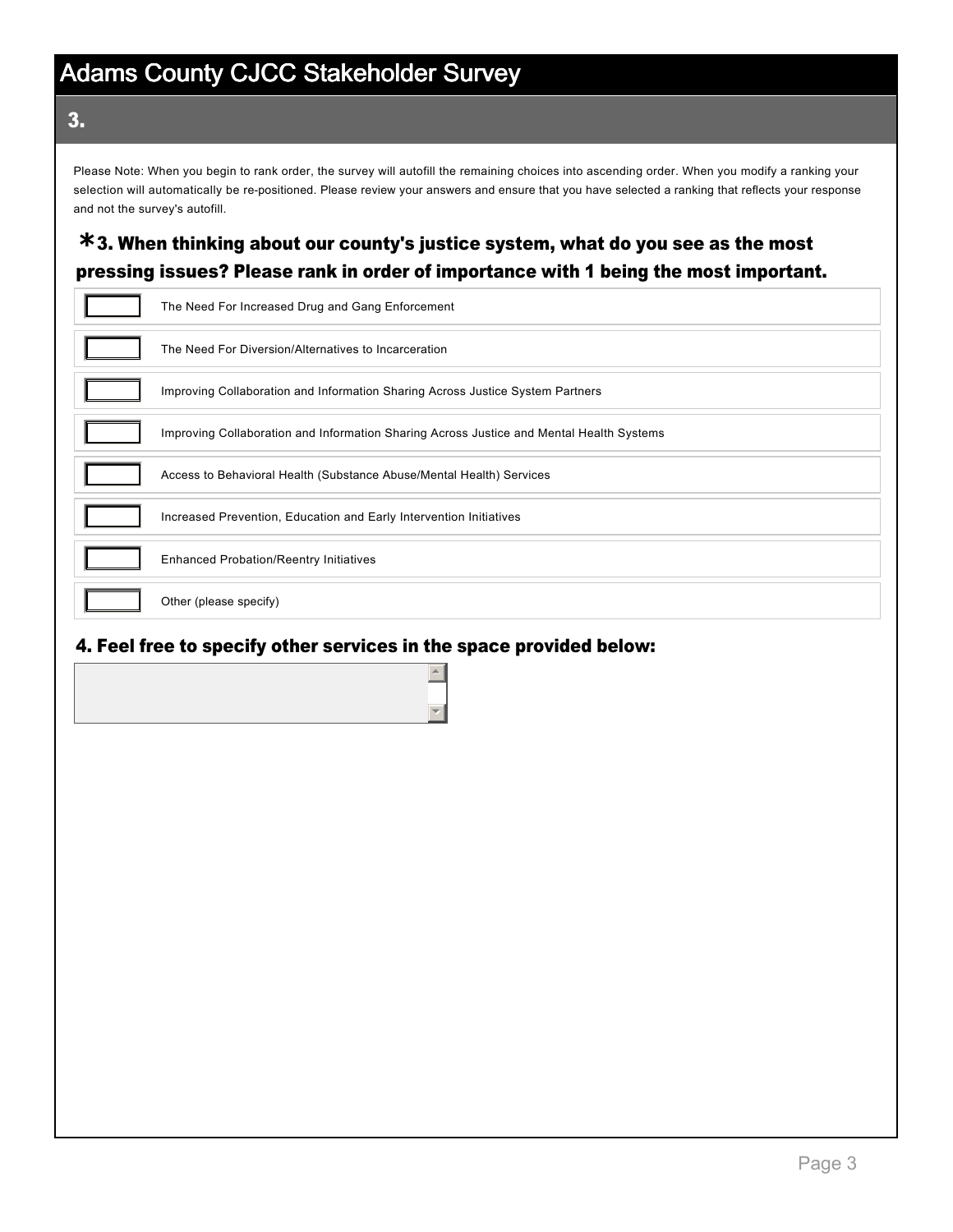# Adams County CJCC Stakeholder Survey

## 3.

Please Note: When you begin to rank order, the survey will autofill the remaining choices into ascending order. When you modify a ranking your selection will automatically be re-positioned. Please review your answers and ensure that you have selected a ranking that reflects your response and not the survey's autofill.

### *3. When thinking about our county's justice system, what do you see as the most pressing issues? Please rank in order of importance with 1 being the most important.

- [ ] The Need For Increased Drug and Gang Enforcement
- [ ] The Need For Diversion/Alternatives to Incarceration
- [ ] Improving Collaboration and Information Sharing Across Justice System Partners
- [ ] Improving Collaboration and Information Sharing Across Justice and Mental Health Systems
- [ ] Access to Behavioral Health (Substance Abuse/Mental Health) Services
- [ ] Increased Prevention, Education and Early Intervention Initiatives
- [ ] Enhanced Probation/Reentry Initiatives
- [ ] Other (please specify)

### 4. Feel free to specify other services in the space provided below: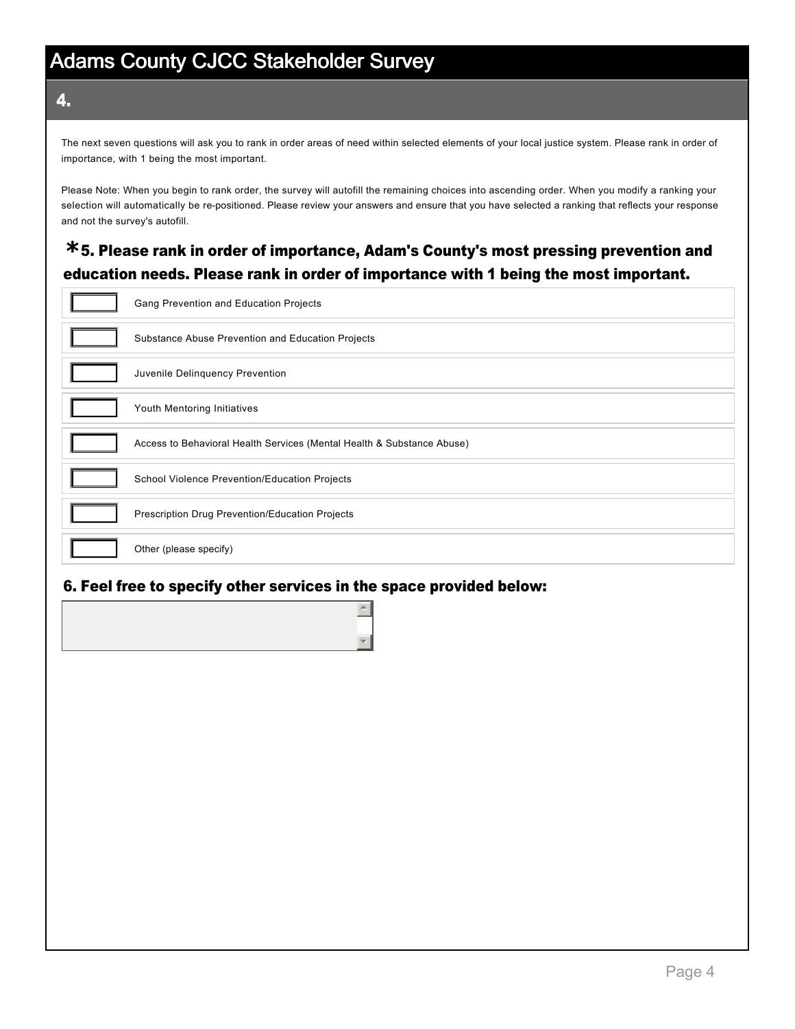# Adams County CJCC Stakeholder Survey

## 4.

The next seven questions will ask you to rank in order areas of need within selected elements of your local justice system. Please rank in order of importance, with 1 being the most important.

Please Note: When you begin to rank order, the survey will autofill the remaining choices into ascending order. When you modify a ranking your selection will automatically be re-positioned. Please review your answers and ensure that you have selected a ranking that reflects your response and not the survey's autofill.

### *5. Please rank in order of importance, Adam's County's most pressing prevention and education needs. Please rank in order of importance with 1 being the most important.

- [ ] Gang Prevention and Education Projects
- [ ] Substance Abuse Prevention and Education Projects
- [ ] Juvenile Delinquency Prevention
- [ ] Youth Mentoring Initiatives
- [ ] Access to Behavioral Health Services (Mental Health & Substance Abuse)
- [ ] School Violence Prevention/Education Projects
- [ ] Prescription Drug Prevention/Education Projects
- [ ] Other (please specify)

### 6. Feel free to specify other services in the space provided below: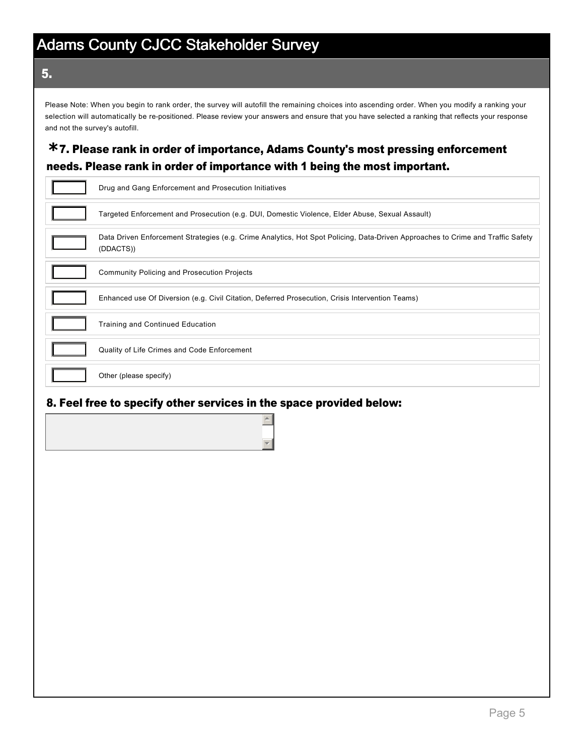# Adams County CJCC Stakeholder Survey

## 5.

Please Note: When you begin to rank order, the survey will autofill the remaining choices into ascending order. When you modify a ranking your selection will automatically be re-positioned. Please review your answers and ensure that you have selected a ranking that reflects your response and not the survey's autofill.

### *7. Please rank in order of importance, Adams County's most pressing enforcement needs. Please rank in order of importance with 1 being the most important.

- [ ] Drug and Gang Enforcement and Prosecution Initiatives
- [ ] Targeted Enforcement and Prosecution (e.g. DUI, Domestic Violence, Elder Abuse, Sexual Assault)
- [ ] Data Driven Enforcement Strategies (e.g. Crime Analytics, Hot Spot Policing, Data-Driven Approaches to Crime and Traffic Safety (DDACTS))
- [ ] Community Policing and Prosecution Projects
- [ ] Enhanced use Of Diversion (e.g. Civil Citation, Deferred Prosecution, Crisis Intervention Teams)
- [ ] Training and Continued Education
- [ ] Quality of Life Crimes and Code Enforcement
- [ ] Other (please specify)

### 8. Feel free to specify other services in the space provided below: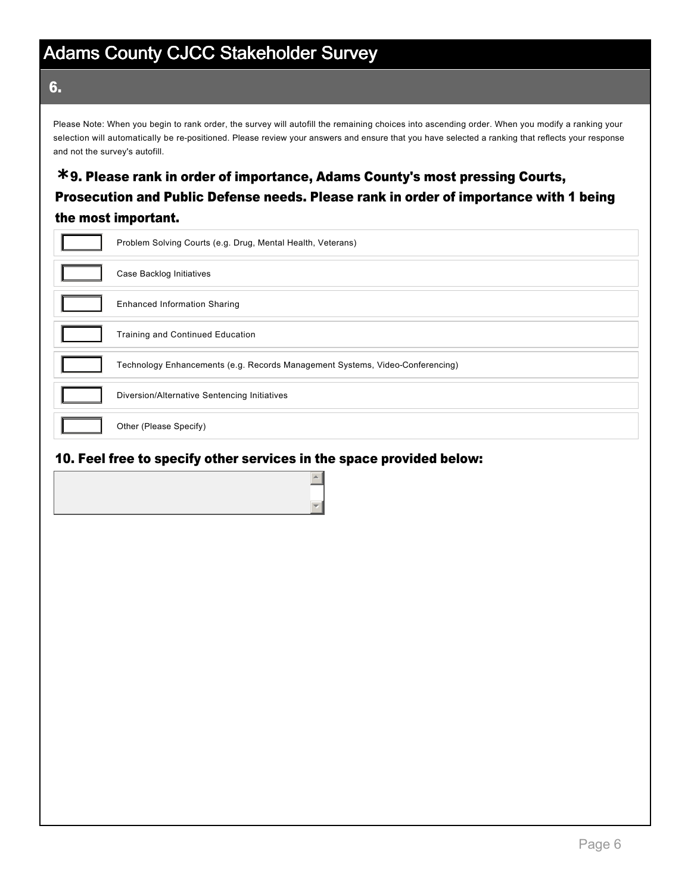# Adams County CJCC Stakeholder Survey

## 6.

Please Note: When you begin to rank order, the survey will autofill the remaining choices into ascending order. When you modify a ranking your selection will automatically be re-positioned. Please review your answers and ensure that you have selected a ranking that reflects your response and not the survey's autofill.

### *9. Please rank in order of importance, Adams County's most pressing Courts, Prosecution and Public Defense needs. Please rank in order of importance with 1 being the most important.

- [ ] Problem Solving Courts (e.g. Drug, Mental Health, Veterans)
- [ ] Case Backlog Initiatives
- [ ] Enhanced Information Sharing
- [ ] Training and Continued Education
- [ ] Technology Enhancements (e.g. Records Management Systems, Video-Conferencing)
- [ ] Diversion/Alternative Sentencing Initiatives
- [ ] Other (Please Specify)

### 10. Feel free to specify other services in the space provided below: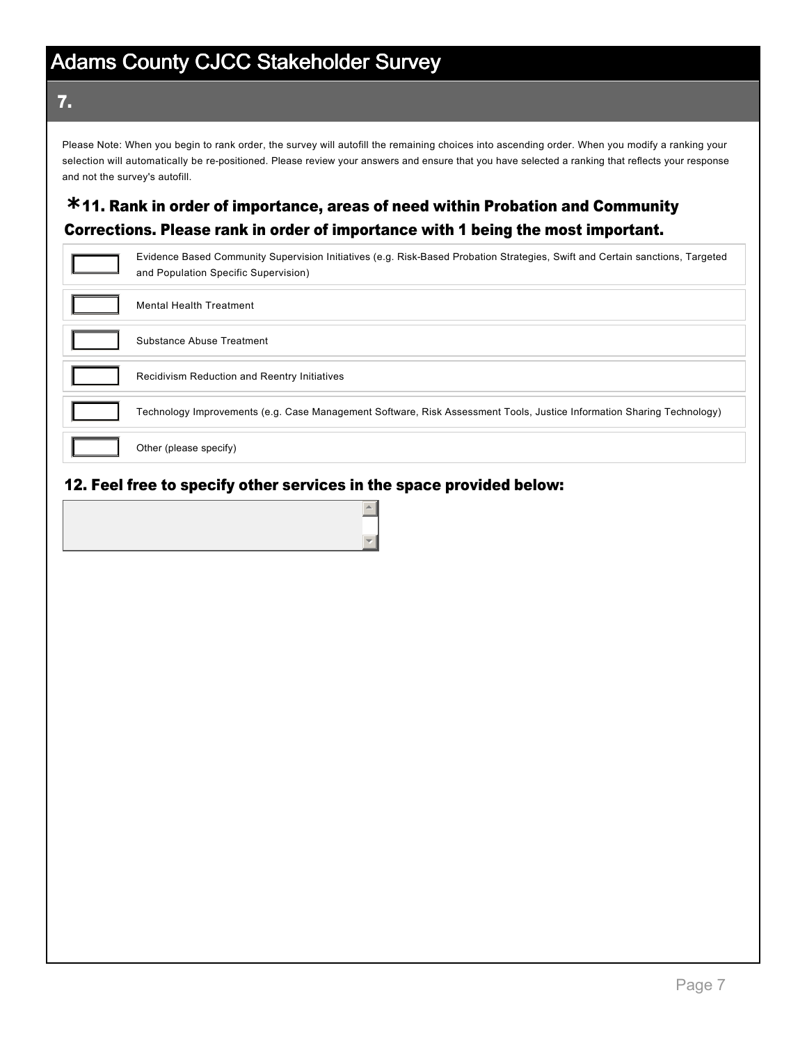# Adams County CJCC Stakeholder Survey

## 7.

Please Note: When you begin to rank order, the survey will autofill the remaining choices into ascending order. When you modify a ranking your selection will automatically be re-positioned. Please review your answers and ensure that you have selected a ranking that reflects your response and not the survey's autofill.

### *11. Rank in order of importance, areas of need within Probation and Community Corrections. Please rank in order of importance with 1 being the most important.

| Rank | Area |
|---|---|
| | Evidence Based Community Supervision Initiatives (e.g. Risk-Based Probation Strategies, Swift and Certain sanctions, Targeted and Population Specific Supervision) |
| | Mental Health Treatment |
| | Substance Abuse Treatment |
| | Recidivism Reduction and Reentry Initiatives |
| | Technology Improvements (e.g. Case Management Software, Risk Assessment Tools, Justice Information Sharing Technology) |
| | Other (please specify) |

### 12. Feel free to specify other services in the space provided below: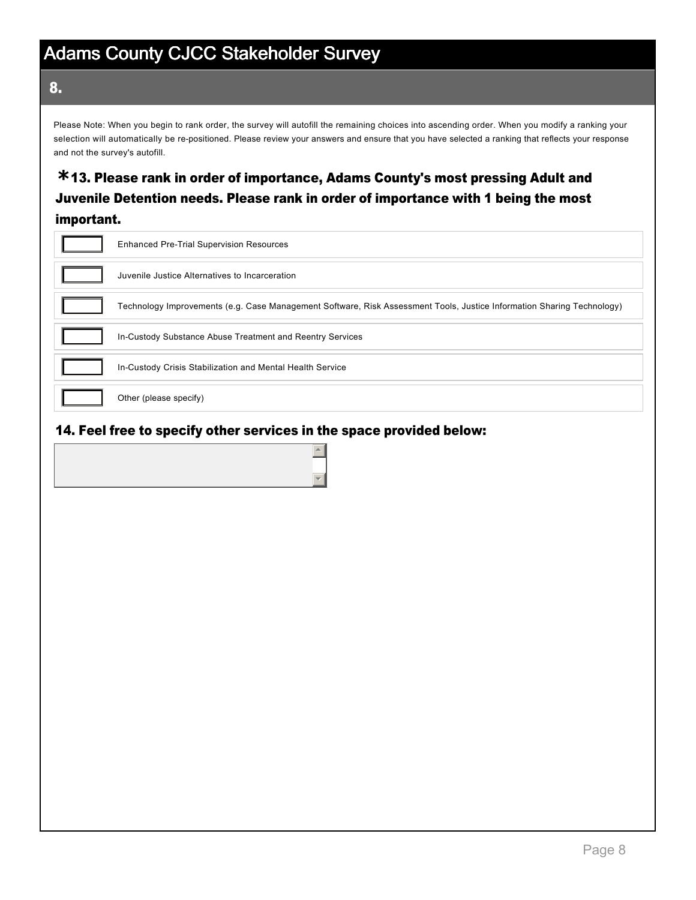# Adams County CJCC Stakeholder Survey

## 8.

Please Note: When you begin to rank order, the survey will autofill the remaining choices into ascending order. When you modify a ranking your selection will automatically be re-positioned. Please review your answers and ensure that you have selected a ranking that reflects your response and not the survey's autofill.

### *13. Please rank in order of importance, Adams County's most pressing Adult and Juvenile Detention needs. Please rank in order of importance with 1 being the most important.

- [ ] Enhanced Pre-Trial Supervision Resources
- [ ] Juvenile Justice Alternatives to Incarceration
- [ ] Technology Improvements (e.g. Case Management Software, Risk Assessment Tools, Justice Information Sharing Technology)
- [ ] In-Custody Substance Abuse Treatment and Reentry Services
- [ ] In-Custody Crisis Stabilization and Mental Health Service
- [ ] Other (please specify)

### 14. Feel free to specify other services in the space provided below: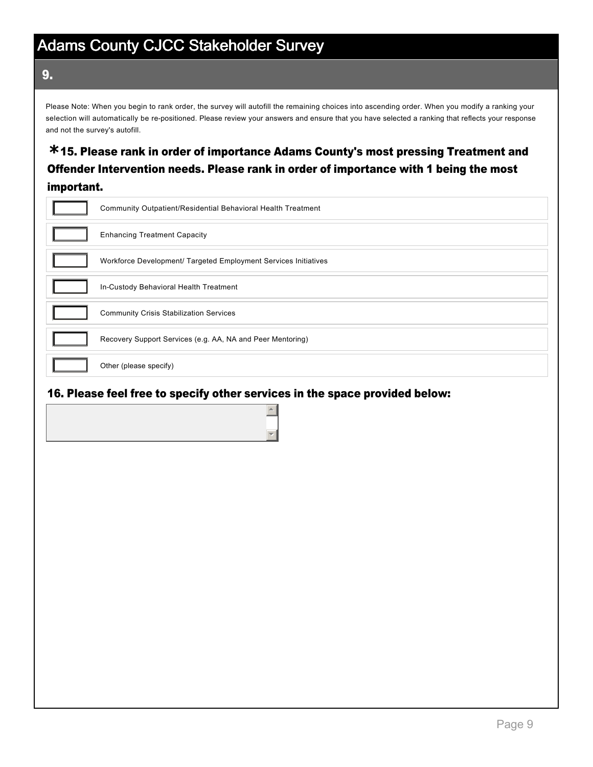# Adams County CJCC Stakeholder Survey

## 9.

Please Note: When you begin to rank order, the survey will autofill the remaining choices into ascending order. When you modify a ranking your selection will automatically be re-positioned. Please review your answers and ensure that you have selected a ranking that reflects your response and not the survey's autofill.

### *15. Please rank in order of importance Adams County's most pressing Treatment and Offender Intervention needs. Please rank in order of importance with 1 being the most important.

- [ ] Community Outpatient/Residential Behavioral Health Treatment
- [ ] Enhancing Treatment Capacity
- [ ] Workforce Development/ Targeted Employment Services Initiatives
- [ ] In-Custody Behavioral Health Treatment
- [ ] Community Crisis Stabilization Services
- [ ] Recovery Support Services (e.g. AA, NA and Peer Mentoring)
- [ ] Other (please specify)

### 16. Please feel free to specify other services in the space provided below: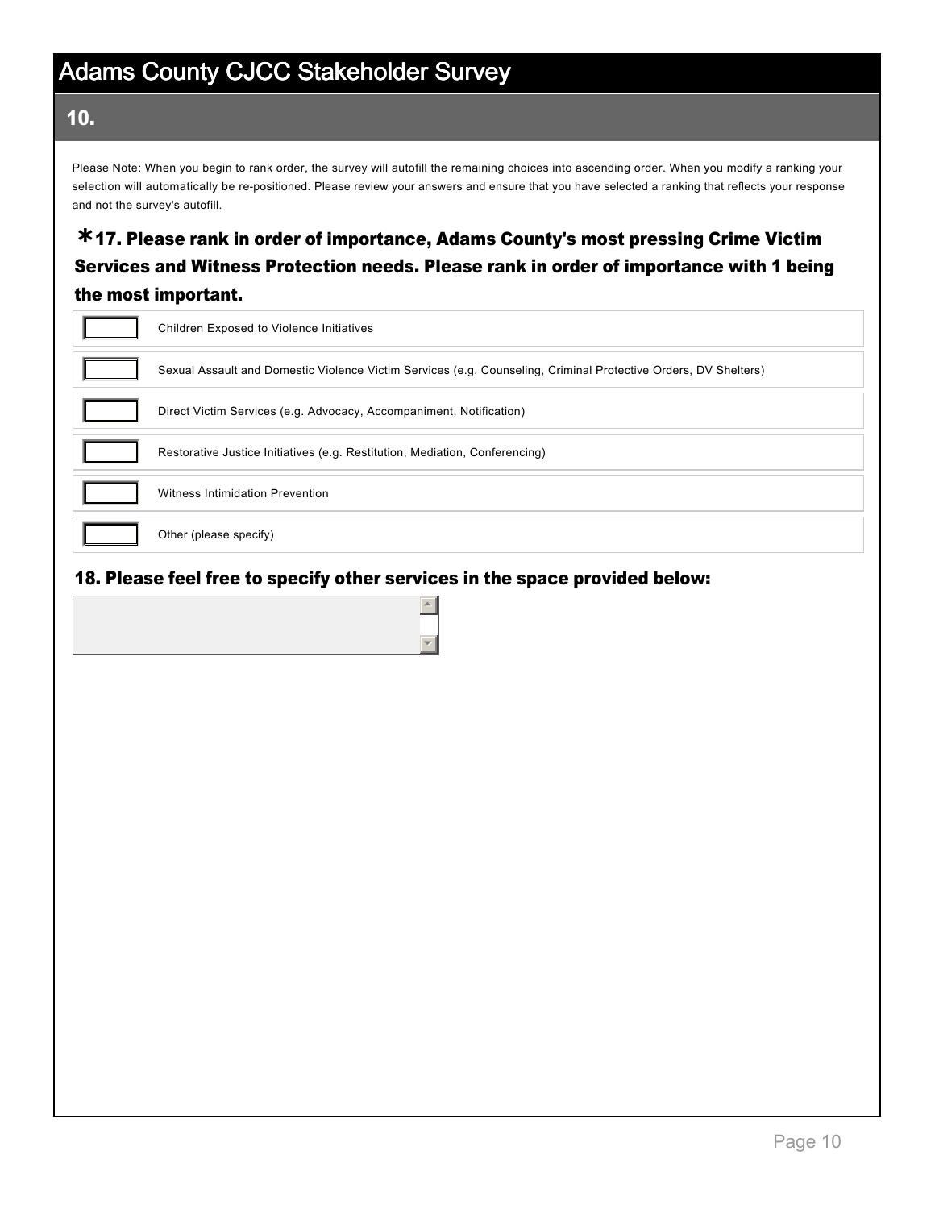# Adams County CJCC Stakeholder Survey

## 10.

Please Note: When you begin to rank order, the survey will autofill the remaining choices into ascending order. When you modify a ranking your selection will automatically be re-positioned. Please review your answers and ensure that you have selected a ranking that reflects your response and not the survey's autofill.

### *17. Please rank in order of importance, Adams County's most pressing Crime Victim Services and Witness Protection needs. Please rank in order of importance with 1 being the most important.

- [ ] Children Exposed to Violence Initiatives
- [ ] Sexual Assault and Domestic Violence Victim Services (e.g. Counseling, Criminal Protective Orders, DV Shelters)
- [ ] Direct Victim Services (e.g. Advocacy, Accompaniment, Notification)
- [ ] Restorative Justice Initiatives (e.g. Restitution, Mediation, Conferencing)
- [ ] Witness Intimidation Prevention
- [ ] Other (please specify)

### 18. Please feel free to specify other services in the space provided below: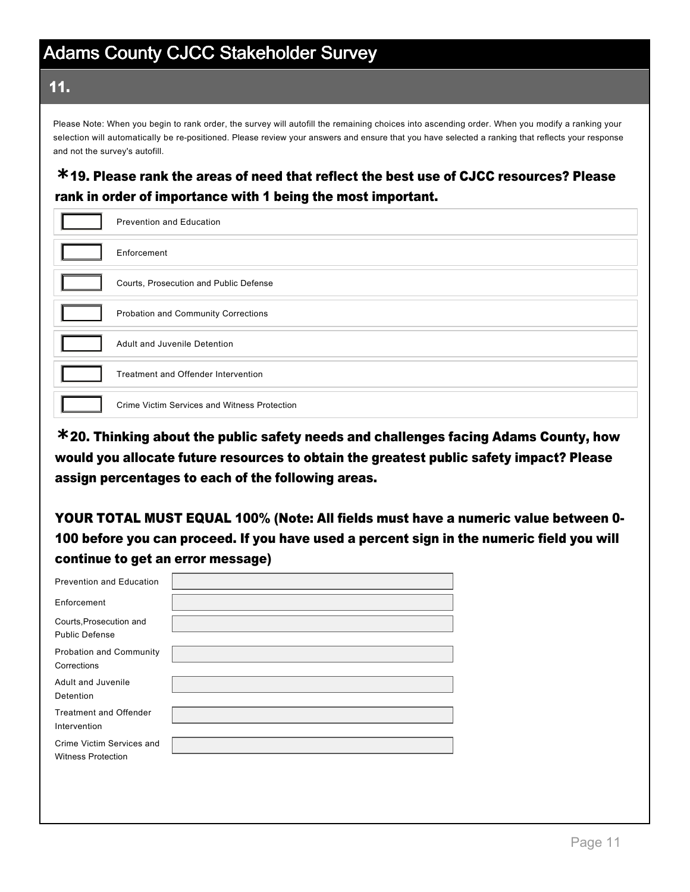# Adams County CJCC Stakeholder Survey

## 11.

Please Note: When you begin to rank order, the survey will autofill the remaining choices into ascending order. When you modify a ranking your selection will automatically be re-positioned. Please review your answers and ensure that you have selected a ranking that reflects your response and not the survey's autofill.

### *19. Please rank the areas of need that reflect the best use of CJCC resources? Please rank in order of importance with 1 being the most important.

- [ ] Prevention and Education
- [ ] Enforcement
- [ ] Courts, Prosecution and Public Defense
- [ ] Probation and Community Corrections
- [ ] Adult and Juvenile Detention
- [ ] Treatment and Offender Intervention
- [ ] Crime Victim Services and Witness Protection

### *20. Thinking about the public safety needs and challenges facing Adams County, how would you allocate future resources to obtain the greatest public safety impact? Please assign percentages to each of the following areas.

**YOUR TOTAL MUST EQUAL 100% (Note: All fields must have a numeric value between 0-100 before you can proceed. If you have used a percent sign in the numeric field you will continue to get an error message)**

| Area | Percentage |
|---|---|
| Prevention and Education | |
| Enforcement | |
| Courts,Prosecution and Public Defense | |
| Probation and Community Corrections | |
| Adult and Juvenile Detention | |
| Treatment and Offender Intervention | |
| Crime Victim Services and Witness Protection | |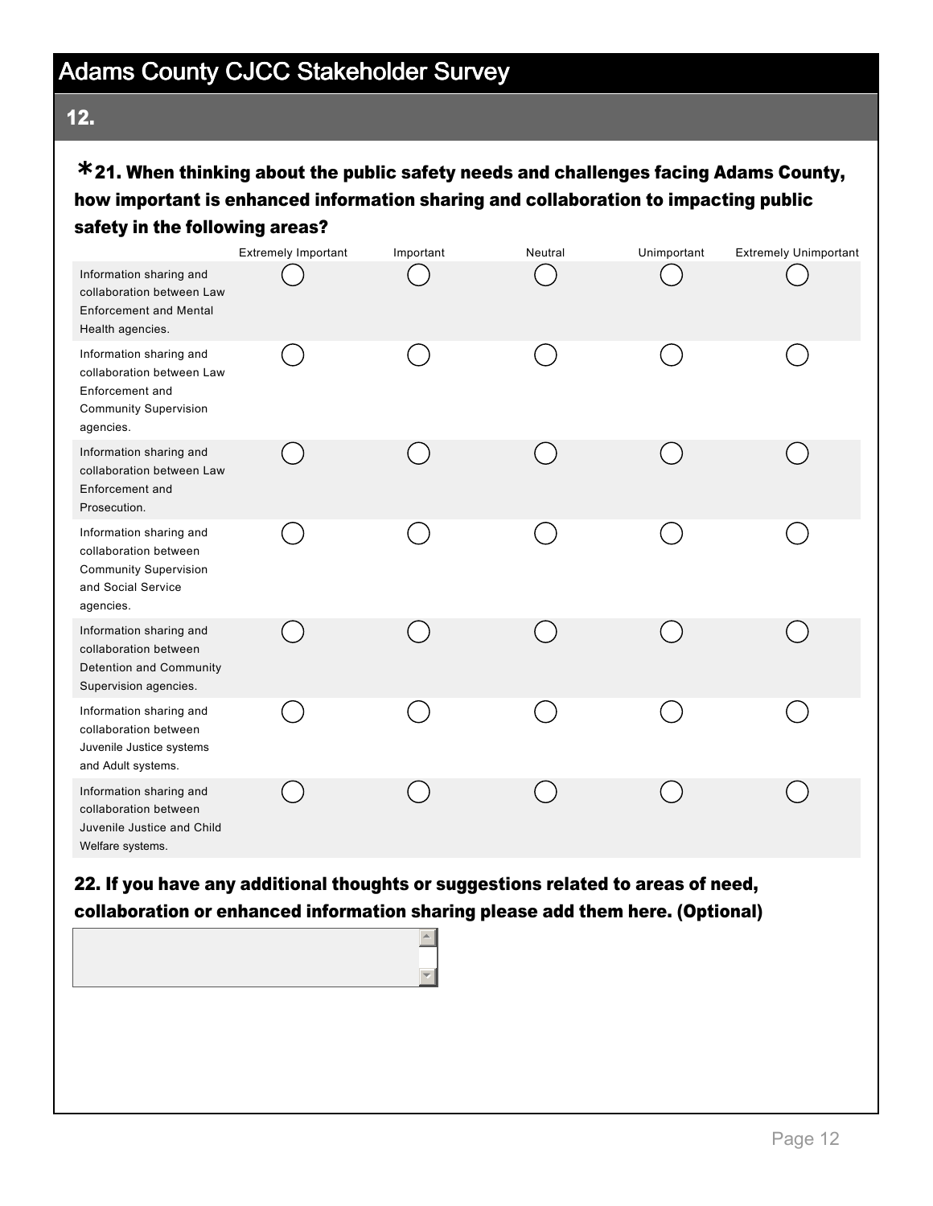# Adams County CJCC Stakeholder Survey

## 12.

**\*21. When thinking about the public safety needs and challenges facing Adams County, how important is enhanced information sharing and collaboration to impacting public safety in the following areas?**

| | Extremely Important | Important | Neutral | Unimportant | Extremely Unimportant |
|---|---|---|---|---|---|
| Information sharing and collaboration between Law Enforcement and Mental Health agencies. | ◯ | ◯ | ◯ | ◯ | ◯ |
| Information sharing and collaboration between Law Enforcement and Community Supervision agencies. | ◯ | ◯ | ◯ | ◯ | ◯ |
| Information sharing and collaboration between Law Enforcement and Prosecution. | ◯ | ◯ | ◯ | ◯ | ◯ |
| Information sharing and collaboration between Community Supervision and Social Service agencies. | ◯ | ◯ | ◯ | ◯ | ◯ |
| Information sharing and collaboration between Detention and Community Supervision agencies. | ◯ | ◯ | ◯ | ◯ | ◯ |
| Information sharing and collaboration between Juvenile Justice systems and Adult systems. | ◯ | ◯ | ◯ | ◯ | ◯ |
| Information sharing and collaboration between Juvenile Justice and Child Welfare systems. | ◯ | ◯ | ◯ | ◯ | ◯ |

**22. If you have any additional thoughts or suggestions related to areas of need, collaboration or enhanced information sharing please add them here. (Optional)**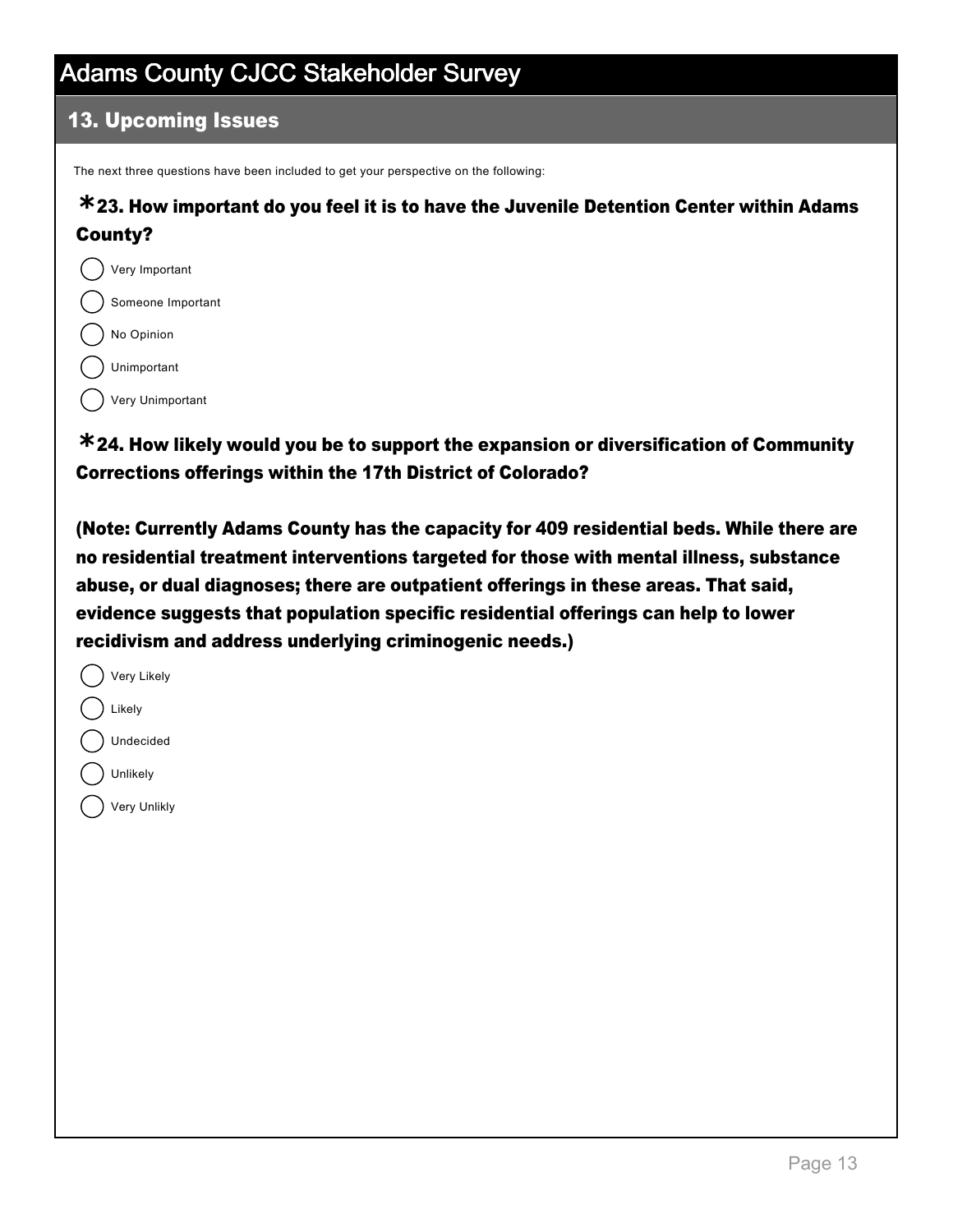# Adams County CJCC Stakeholder Survey

## 13. Upcoming Issues

The next three questions have been included to get your perspective on the following:

**\*23. How important do you feel it is to have the Juvenile Detention Center within Adams County?**

- ( ) Very Important
- ( ) Someone Important
- ( ) No Opinion
- ( ) Unimportant
- ( ) Very Unimportant

**\*24. How likely would you be to support the expansion or diversification of Community Corrections offerings within the 17th District of Colorado?**

**(Note: Currently Adams County has the capacity for 409 residential beds. While there are no residential treatment interventions targeted for those with mental illness, substance abuse, or dual diagnoses; there are outpatient offerings in these areas. That said, evidence suggests that population specific residential offerings can help to lower recidivism and address underlying criminogenic needs.)**

- ( ) Very Likely
- ( ) Likely
- ( ) Undecided
- ( ) Unlikely
- ( ) Very Unlikly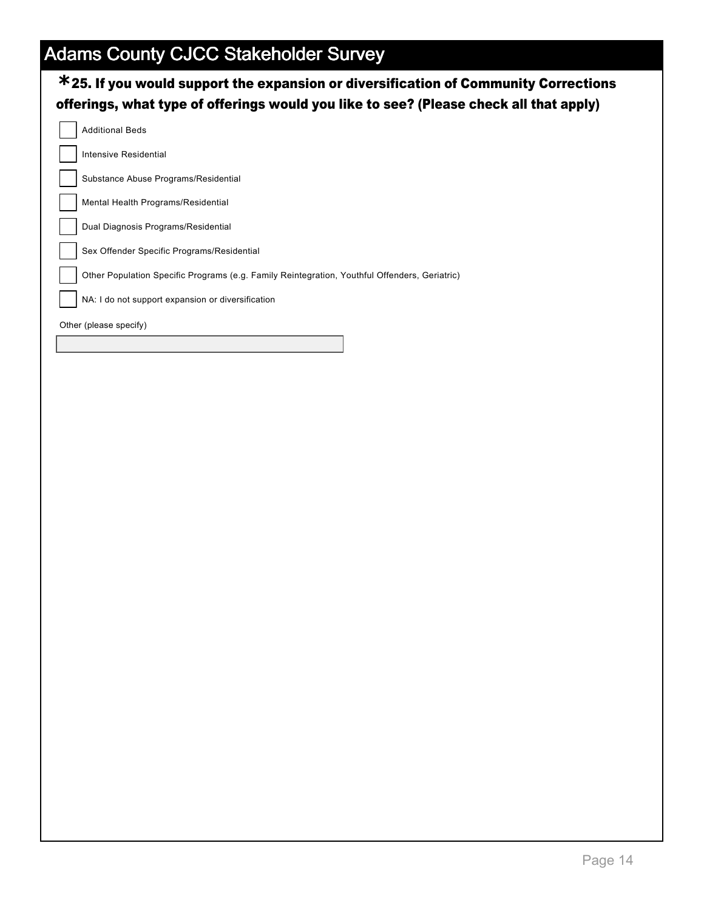# Adams County CJCC Stakeholder Survey

**\*25. If you would support the expansion or diversification of Community Corrections offerings, what type of offerings would you like to see? (Please check all that apply)**

- [ ] Additional Beds
- [ ] Intensive Residential
- [ ] Substance Abuse Programs/Residential
- [ ] Mental Health Programs/Residential
- [ ] Dual Diagnosis Programs/Residential
- [ ] Sex Offender Specific Programs/Residential
- [ ] Other Population Specific Programs (e.g. Family Reintegration, Youthful Offenders, Geriatric)
- [ ] NA: I do not support expansion or diversification

Other (please specify)

\_\_\_\_\_\_\_\_\_\_\_\_\_\_\_\_\_\_\_\_\_\_\_\_\_\_\_\_\_\_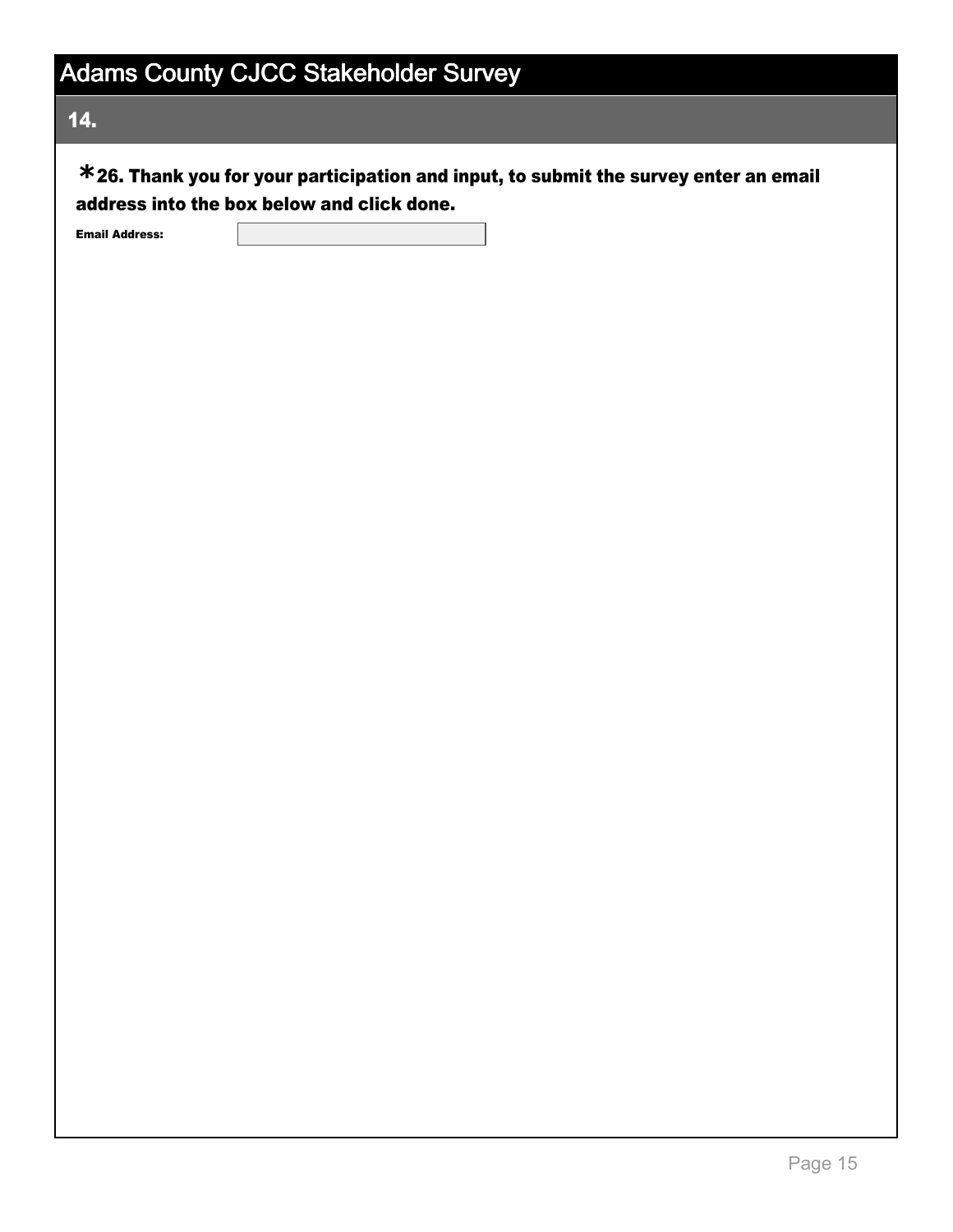# Adams County CJCC Stakeholder Survey

## 14.

**\*26. Thank you for your participation and input, to submit the survey enter an email address into the box below and click done.**

**Email Address:**